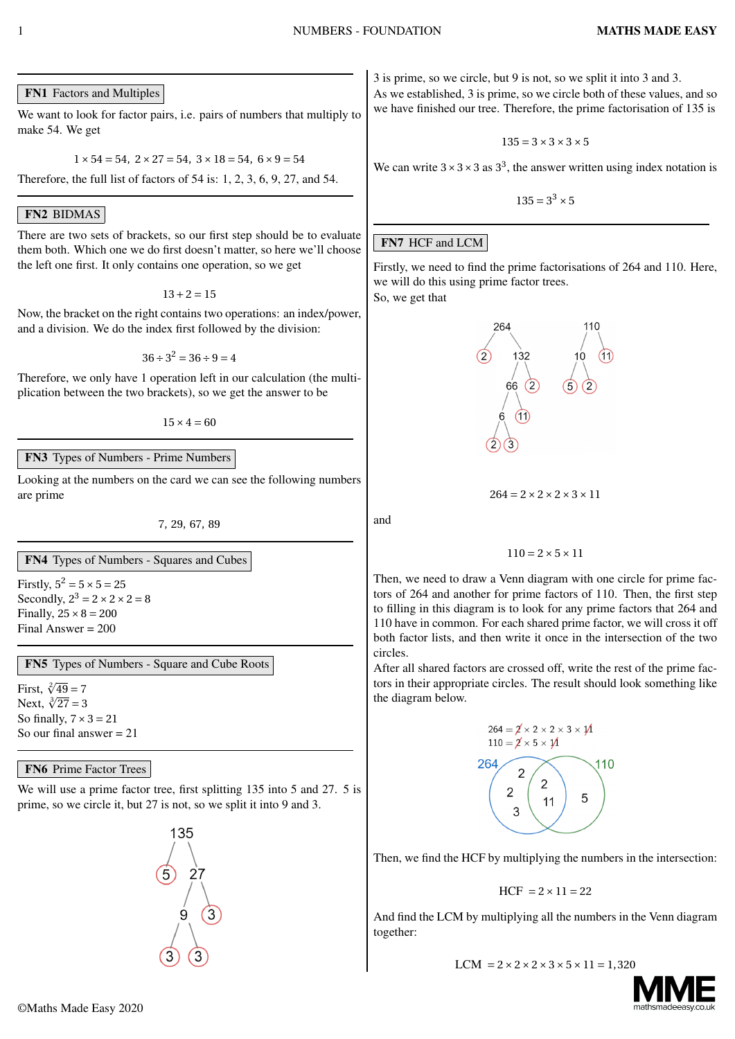## FN1 Factors and Multiples

We want to look for factor pairs, i.e. pairs of numbers that multiply to make 54. We get

$$1 \times 54 = 54, \ 2 \times 27 = 54, \ 3 \times 18 = 54, \ 6 \times 9 = 54$$

Therefore, the full list of factors of 54 is: 1, 2, 3, 6, 9, 27, and 54.

## FN2 BIDMAS

There are two sets of brackets, so our first step should be to evaluate them both. Which one we do first doesn't matter, so here we'll choose the left one first. It only contains one operation, so we get

$$13 + 2 = 15$$

Now, the bracket on the right contains two operations: an index/power, and a division. We do the index first followed by the division:

$$36 \div 3^2 = 36 \div 9 = 4$$

Therefore, we only have 1 operation left in our calculation (the multiplication between the two brackets), so we get the answer to be

$$15 \times 4 = 60$$

## FN3 Types of Numbers - Prime Numbers

Looking at the numbers on the card we can see the following numbers are prime

$$7, \ 29, \ 67, \ 89$$

## FN4 Types of Numbers - Squares and Cubes

Firstly, $5^2 = 5 \times 5 = 25$
Secondly, $2^3 = 2 \times 2 \times 2 = 8$
Finally, $25 \times 8 = 200$
Final Answer = 200

## FN5 Types of Numbers - Square and Cube Roots

First, $\sqrt[2]{49} = 7$
Next, $\sqrt[3]{27} = 3$
So finally, $7 \times 3 = 21$
So our final answer = 21

## FN6 Prime Factor Trees

We will use a prime factor tree, first splitting 135 into 5 and 27. 5 is prime, so we circle it, but 27 is not, so we split it into 9 and 3.

3 is prime, so we circle, but 9 is not, so we split it into 3 and 3. As we established, 3 is prime, so we circle both of these values, and so we have finished our tree. Therefore, the prime factorisation of 135 is

$$135 = 3 \times 3 \times 3 \times 5$$

We can write $3 \times 3 \times 3$ as $3^3$, the answer written using index notation is

$$135 = 3^3 \times 5$$

## FN7 HCF and LCM

Firstly, we need to find the prime factorisations of 264 and 110. Here, we will do this using prime factor trees.
So, we get that

$$264 = 2 \times 2 \times 2 \times 3 \times 11$$

and

$$110 = 2 \times 5 \times 11$$

Then, we need to draw a Venn diagram with one circle for prime factors of 264 and another for prime factors of 110. Then, the first step to filling in this diagram is to look for any prime factors that 264 and 110 have in common. For each shared prime factor, we will cross it off both factor lists, and then write it once in the intersection of the two circles.
After all shared factors are crossed off, write the rest of the prime factors in their appropriate circles. The result should look something like the diagram below.

Then, we find the HCF by multiplying the numbers in the intersection:

$$\text{HCF } = 2 \times 11 = 22$$

And find the LCM by multiplying all the numbers in the Venn diagram together:

$$\text{LCM } = 2 \times 2 \times 2 \times 3 \times 5 \times 11 = 1{,}320$$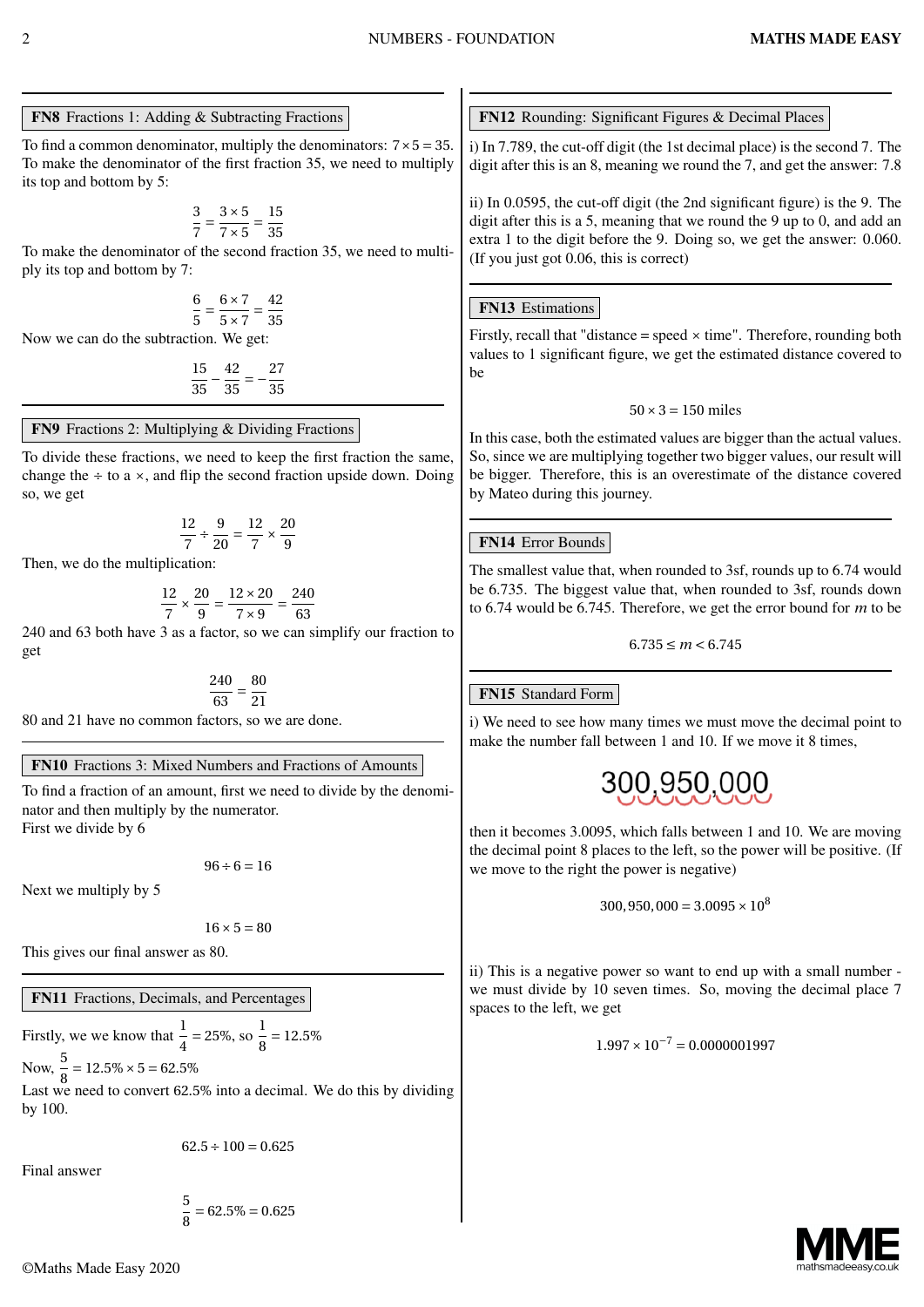## FN8 Fractions 1: Adding & Subtracting Fractions

To find a common denominator, multiply the denominators: $7 \times 5 = 35$. To make the denominator of the first fraction 35, we need to multiply its top and bottom by 5:

$$\frac{3}{7} = \frac{3 \times 5}{7 \times 5} = \frac{15}{35}$$

To make the denominator of the second fraction 35, we need to multiply its top and bottom by 7:

$$\frac{6}{5} = \frac{6 \times 7}{5 \times 7} = \frac{42}{35}$$

Now we can do the subtraction. We get:

$$\frac{15}{35} - \frac{42}{35} = -\frac{27}{35}$$

## FN9 Fractions 2: Multiplying & Dividing Fractions

To divide these fractions, we need to keep the first fraction the same, change the $\div$ to a $\times$, and flip the second fraction upside down. Doing so, we get

$$\frac{12}{7} \div \frac{9}{20} = \frac{12}{7} \times \frac{20}{9}$$

Then, we do the multiplication:

$$\frac{12}{7} \times \frac{20}{9} = \frac{12 \times 20}{7 \times 9} = \frac{240}{63}$$

240 and 63 both have 3 as a factor, so we can simplify our fraction to get

$$\frac{240}{63} = \frac{80}{21}$$

80 and 21 have no common factors, so we are done.

## FN10 Fractions 3: Mixed Numbers and Fractions of Amounts

To find a fraction of an amount, first we need to divide by the denominator and then multiply by the numerator.
First we divide by 6

$$96 \div 6 = 16$$

Next we multiply by 5

$$16 \times 5 = 80$$

This gives our final answer as 80.

## FN11 Fractions, Decimals, and Percentages

Firstly, we we know that $\frac{1}{4} = 25\%$, so $\frac{1}{8} = 12.5\%$

Now, $\frac{5}{8} = 12.5\% \times 5 = 62.5\%$

Last we need to convert 62.5% into a decimal. We do this by dividing by 100.

$$62.5 \div 100 = 0.625$$

Final answer

$$\frac{5}{8} = 62.5\% = 0.625$$

## FN12 Rounding: Significant Figures & Decimal Places

i) In 7.789, the cut-off digit (the 1st decimal place) is the second 7. The digit after this is an 8, meaning we round the 7, and get the answer: 7.8

ii) In 0.0595, the cut-off digit (the 2nd significant figure) is the 9. The digit after this is a 5, meaning that we round the 9 up to 0, and add an extra 1 to the digit before the 9. Doing so, we get the answer: 0.060. (If you just got 0.06, this is correct)

## FN13 Estimations

Firstly, recall that "distance = speed × time". Therefore, rounding both values to 1 significant figure, we get the estimated distance covered to be

$$50 \times 3 = 150 \text{ miles}$$

In this case, both the estimated values are bigger than the actual values. So, since we are multiplying together two bigger values, our result will be bigger. Therefore, this is an overestimate of the distance covered by Mateo during this journey.

## FN14 Error Bounds

The smallest value that, when rounded to 3sf, rounds up to 6.74 would be 6.735. The biggest value that, when rounded to 3sf, rounds down to 6.74 would be 6.745. Therefore, we get the error bound for $m$ to be

$$6.735 \le m < 6.745$$

## FN15 Standard Form

i) We need to see how many times we must move the decimal point to make the number fall between 1 and 10. If we move it 8 times,

300,950,000

then it becomes 3.0095, which falls between 1 and 10. We are moving the decimal point 8 places to the left, so the power will be positive. (If we move to the right the power is negative)

$$300,950,000 = 3.0095 \times 10^8$$

ii) This is a negative power so want to end up with a small number - we must divide by 10 seven times. So, moving the decimal place 7 spaces to the left, we get

$$1.997 \times 10^{-7} = 0.0000001997$$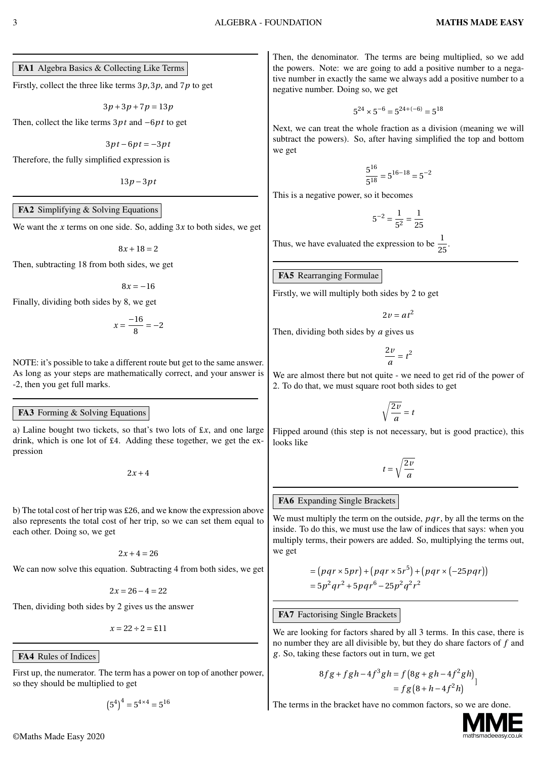### FA1 Algebra Basics & Collecting Like Terms

Firstly, collect the three like terms $3p, 3p,$ and $7p$ to get

$$3p + 3p + 7p = 13p$$

Then, collect the like terms $3pt$ and $-6pt$ to get

$$3pt - 6pt = -3pt$$

Therefore, the fully simplified expression is

$$13p - 3pt$$

### FA2 Simplifying & Solving Equations

We want the $x$ terms on one side. So, adding $3x$ to both sides, we get

$$8x + 18 = 2$$

Then, subtracting 18 from both sides, we get

$$8x = -16$$

Finally, dividing both sides by 8, we get

$$x = \frac{-16}{8} = -2$$

NOTE: it's possible to take a different route but get to the same answer. As long as your steps are mathematically correct, and your answer is -2, then you get full marks.

### FA3 Forming & Solving Equations

a) Laline bought two tickets, so that's two lots of £$x$, and one large drink, which is one lot of £4. Adding these together, we get the expression

$$2x + 4$$

b) The total cost of her trip was £26, and we know the expression above also represents the total cost of her trip, so we can set them equal to each other. Doing so, we get

$$2x + 4 = 26$$

We can now solve this equation. Subtracting 4 from both sides, we get

$$2x = 26 - 4 = 22$$

Then, dividing both sides by 2 gives us the answer

$$x = 22 \div 2 = £11$$

### FA4 Rules of Indices

First up, the numerator. The term has a power on top of another power, so they should be multiplied to get

$$\left(5^4\right)^4 = 5^{4\times 4} = 5^{16}$$

Then, the denominator. The terms are being multiplied, so we add the powers. Note: we are going to add a positive number to a negative number in exactly the same we always add a positive number to a negative number. Doing so, we get

$$5^{24} \times 5^{-6} = 5^{24+(-6)} = 5^{18}$$

Next, we can treat the whole fraction as a division (meaning we will subtract the powers). So, after having simplified the top and bottom we get

$$\frac{5^{16}}{5^{18}} = 5^{16-18} = 5^{-2}$$

This is a negative power, so it becomes

$$5^{-2} = \frac{1}{5^2} = \frac{1}{25}$$

Thus, we have evaluated the expression to be $\frac{1}{25}$.

### FA5 Rearranging Formulae

Firstly, we will multiply both sides by 2 to get

$$2v = at^2$$

Then, dividing both sides by $a$ gives us

$$\frac{2v}{a} = t^2$$

We are almost there but not quite - we need to get rid of the power of 2. To do that, we must square root both sides to get

$$\sqrt{\frac{2v}{a}} = t$$

Flipped around (this step is not necessary, but is good practice), this looks like

$$t = \sqrt{\frac{2v}{a}}$$

### FA6 Expanding Single Brackets

We must multiply the term on the outside, $pqr$, by all the terms on the inside. To do this, we must use the law of indices that says: when you multiply terms, their powers are added. So, multiplying the terms out, we get

$$\begin{aligned}&= \left(pqr \times 5pr\right) + \left(pqr \times 5r^5\right) + \left(pqr \times \left(-25pqr\right)\right) \\ &= 5p^2qr^2 + 5pqr^6 - 25p^2q^2r^2\end{aligned}$$

### FA7 Factorising Single Brackets

We are looking for factors shared by all 3 terms. In this case, there is no number they are all divisible by, but they do share factors of $f$ and $g$. So, taking these factors out in turn, we get

$$\begin{aligned}8fg + fgh - 4f^3gh &= f\left(8g + gh - 4f^2gh\right) \\ &= fg\left(8 + h - 4f^2h\right)\end{aligned}$$

The terms in the bracket have no common factors, so we are done.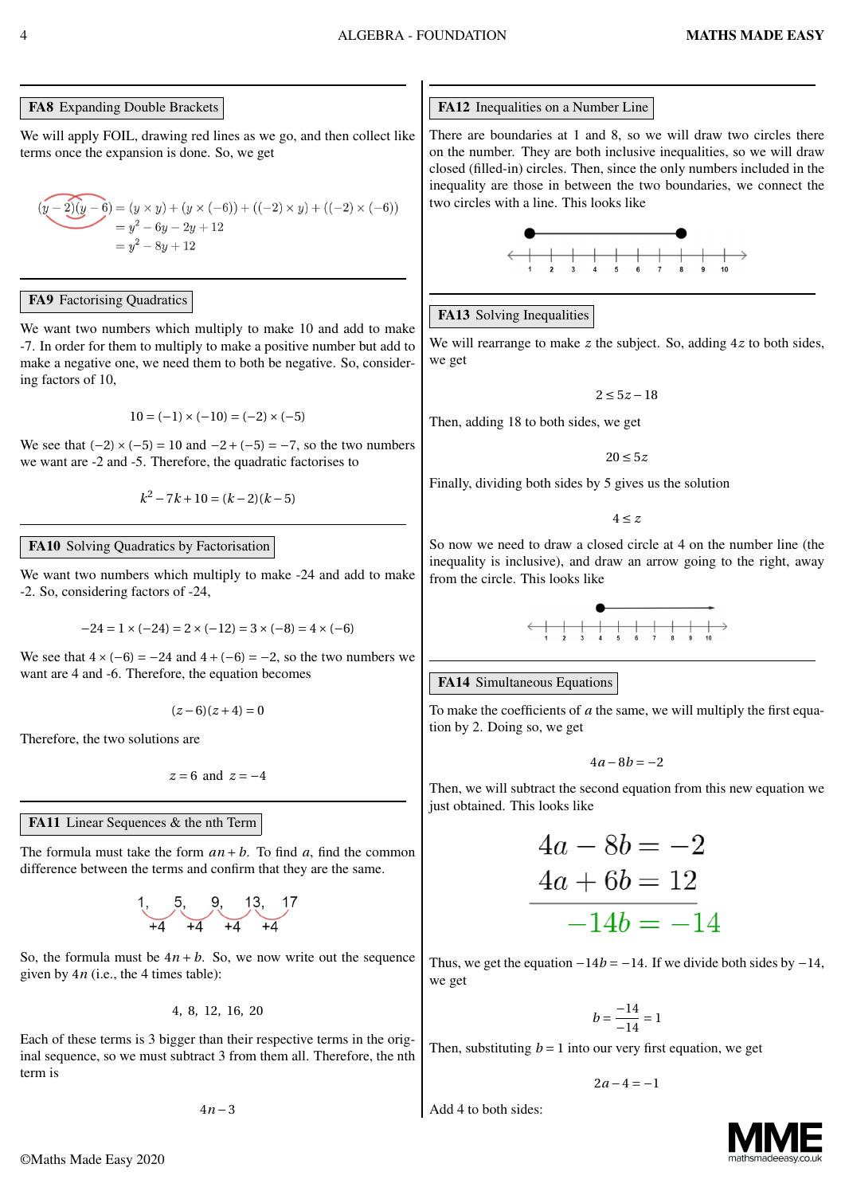### FA8 Expanding Double Brackets

We will apply FOIL, drawing red lines as we go, and then collect like terms once the expansion is done. So, we get

$$\begin{aligned}(y-2)(y-6) &= (y\times y)+(y\times(-6))+((-2)\times y)+((-2)\times(-6))\\ &= y^2-6y-2y+12\\ &= y^2-8y+12\end{aligned}$$

### FA9 Factorising Quadratics

We want two numbers which multiply to make 10 and add to make -7. In order for them to multiply to make a positive number but add to make a negative one, we need them to both be negative. So, considering factors of 10,

$$10=(-1)\times(-10)=(-2)\times(-5)$$

We see that $(-2)\times(-5)=10$ and $-2+(-5)=-7$, so the two numbers we want are -2 and -5. Therefore, the quadratic factorises to

$$k^2-7k+10=(k-2)(k-5)$$

### FA10 Solving Quadratics by Factorisation

We want two numbers which multiply to make -24 and add to make -2. So, considering factors of -24,

$$-24=1\times(-24)=2\times(-12)=3\times(-8)=4\times(-6)$$

We see that $4\times(-6)=-24$ and $4+(-6)=-2$, so the two numbers we want are 4 and -6. Therefore, the equation becomes

$$(z-6)(z+4)=0$$

Therefore, the two solutions are

$$z=6 \text{ and } z=-4$$

### FA11 Linear Sequences & the nth Term

The formula must take the form $an+b$. To find $a$, find the common difference between the terms and confirm that they are the same.

$$1,\ 5,\ 9,\ 13,\ 17$$
$$+4\quad +4\quad +4\quad +4$$

So, the formula must be $4n+b$. So, we now write out the sequence given by $4n$ (i.e., the 4 times table):

$$4,\ 8,\ 12,\ 16,\ 20$$

Each of these terms is 3 bigger than their respective terms in the original sequence, so we must subtract 3 from them all. Therefore, the nth term is

$$4n-3$$

### FA12 Inequalities on a Number Line

There are boundaries at 1 and 8, so we will draw two circles there on the number. They are both inclusive inequalities, so we will draw closed (filled-in) circles. Then, since the only numbers included in the inequality are those in between the two boundaries, we connect the two circles with a line. This looks like

### FA13 Solving Inequalities

We will rearrange to make $z$ the subject. So, adding $4z$ to both sides, we get

$$2\le 5z-18$$

Then, adding 18 to both sides, we get

$$20\le 5z$$

Finally, dividing both sides by 5 gives us the solution

$$4\le z$$

So now we need to draw a closed circle at 4 on the number line (the inequality is inclusive), and draw an arrow going to the right, away from the circle. This looks like

### FA14 Simultaneous Equations

To make the coefficients of $a$ the same, we will multiply the first equation by 2. Doing so, we get

$$4a-8b=-2$$

Then, we will subtract the second equation from this new equation we just obtained. This looks like

$$\begin{aligned}4a-8b&=-2\\ 4a+6b&=12\\ \hline -14b&=-14\end{aligned}$$

Thus, we get the equation $-14b=-14$. If we divide both sides by $-14$, we get

$$b=\frac{-14}{-14}=1$$

Then, substituting $b=1$ into our very first equation, we get

$$2a-4=-1$$

Add 4 to both sides: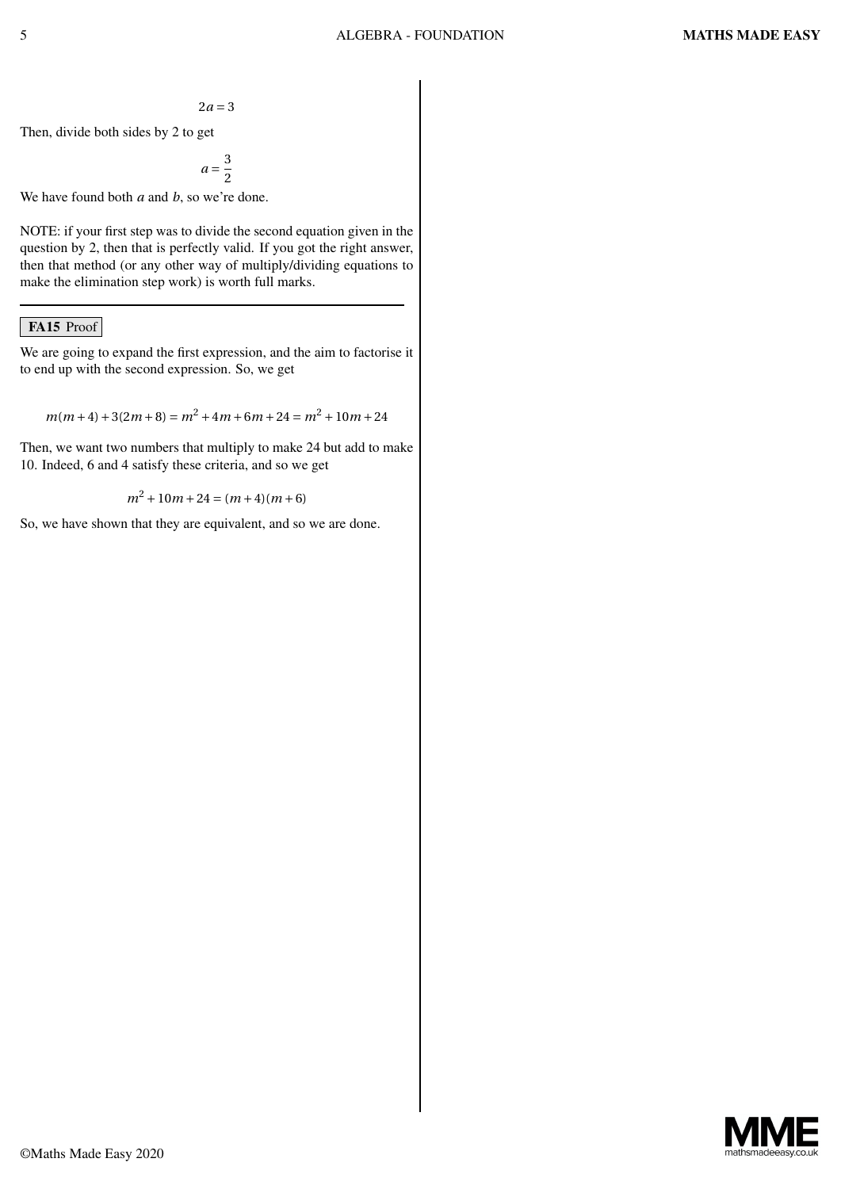$$2a = 3$$

Then, divide both sides by 2 to get

$$a = \frac{3}{2}$$

We have found both $a$ and $b$, so we're done.

NOTE: if your first step was to divide the second equation given in the question by 2, then that is perfectly valid. If you got the right answer, then that method (or any other way of multiply/dividing equations to make the elimination step work) is worth full marks.

---

**FA15** Proof

We are going to expand the first expression, and the aim to factorise it to end up with the second expression. So, we get

$$m(m+4) + 3(2m+8) = m^2 + 4m + 6m + 24 = m^2 + 10m + 24$$

Then, we want two numbers that multiply to make 24 but add to make 10. Indeed, 6 and 4 satisfy these criteria, and so we get

$$m^2 + 10m + 24 = (m+4)(m+6)$$

So, we have shown that they are equivalent, and so we are done.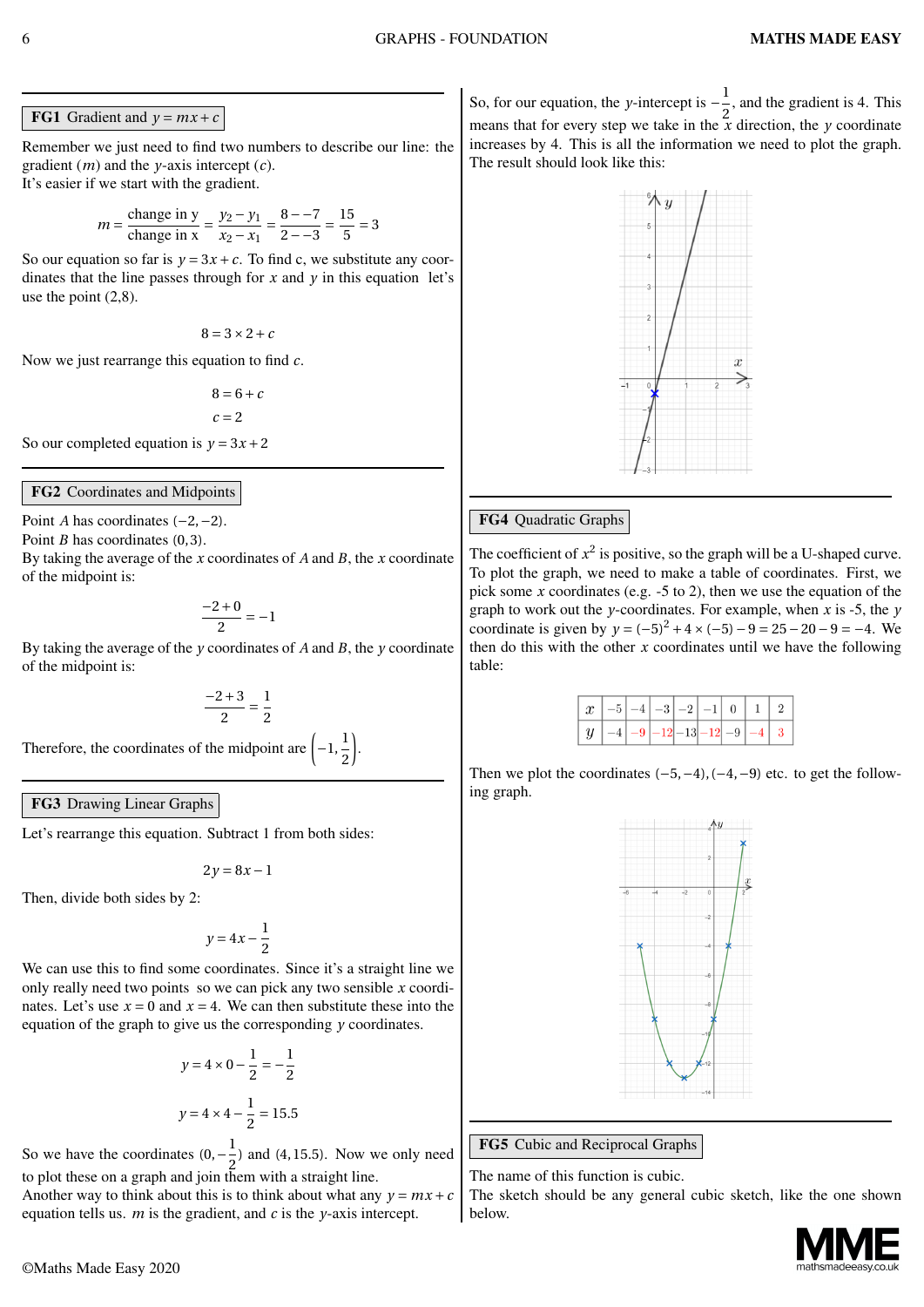### FG1 Gradient and $y = mx + c$

Remember we just need to find two numbers to describe our line: the gradient ($m$) and the $y$-axis intercept ($c$).
It's easier if we start with the gradient.

$$m = \frac{\text{change in y}}{\text{change in x}} = \frac{y_2 - y_1}{x_2 - x_1} = \frac{8 - -7}{2 - -3} = \frac{15}{5} = 3$$

So our equation so far is $y = 3x + c$. To find c, we substitute any coordinates that the line passes through for $x$ and $y$ in this equation let's use the point (2,8).

$$8 = 3 \times 2 + c$$

Now we just rearrange this equation to find $c$.

$$8 = 6 + c$$
$$c = 2$$

So our completed equation is $y = 3x + 2$

### FG2 Coordinates and Midpoints

Point $A$ has coordinates $(-2, -2)$.
Point $B$ has coordinates $(0, 3)$.
By taking the average of the $x$ coordinates of $A$ and $B$, the $x$ coordinate of the midpoint is:

$$\frac{-2 + 0}{2} = -1$$

By taking the average of the $y$ coordinates of $A$ and $B$, the $y$ coordinate of the midpoint is:

$$\frac{-2 + 3}{2} = \frac{1}{2}$$

Therefore, the coordinates of the midpoint are $\left(-1, \frac{1}{2}\right)$.

### FG3 Drawing Linear Graphs

Let's rearrange this equation. Subtract 1 from both sides:

$$2y = 8x - 1$$

Then, divide both sides by 2:

$$y = 4x - \frac{1}{2}$$

We can use this to find some coordinates. Since it's a straight line we only really need two points so we can pick any two sensible $x$ coordinates. Let's use $x = 0$ and $x = 4$. We can then substitute these into the equation of the graph to give us the corresponding $y$ coordinates.

$$y = 4 \times 0 - \frac{1}{2} = -\frac{1}{2}$$

$$y = 4 \times 4 - \frac{1}{2} = 15.5$$

So we have the coordinates $(0, -\frac{1}{2})$ and $(4, 15.5)$. Now we only need to plot these on a graph and join them with a straight line.
Another way to think about this is to think about what any $y = mx + c$ equation tells us. $m$ is the gradient, and $c$ is the $y$-axis intercept.

So, for our equation, the $y$-intercept is $-\frac{1}{2}$, and the gradient is 4. This means that for every step we take in the $x$ direction, the $y$ coordinate increases by 4. This is all the information we need to plot the graph. The result should look like this:

### FG4 Quadratic Graphs

The coefficient of $x^2$ is positive, so the graph will be a U-shaped curve. To plot the graph, we need to make a table of coordinates. First, we pick some $x$ coordinates (e.g. -5 to 2), then we use the equation of the graph to work out the $y$-coordinates. For example, when $x$ is -5, the $y$ coordinate is given by $y = (-5)^2 + 4 \times (-5) - 9 = 25 - 20 - 9 = -4$. We then do this with the other $x$ coordinates until we have the following table:

| $x$ | $-5$ | $-4$ | $-3$ | $-2$ | $-1$ | $0$ | $1$ | $2$ |
|---|---|---|---|---|---|---|---|---|
| $y$ | $-4$ | $-9$ | $-12$ | $-13$ | $-12$ | $-9$ | $-4$ | $3$ |

Then we plot the coordinates $(-5, -4), (-4, -9)$ etc. to get the following graph.

### FG5 Cubic and Reciprocal Graphs

The name of this function is cubic.
The sketch should be any general cubic sketch, like the one shown below.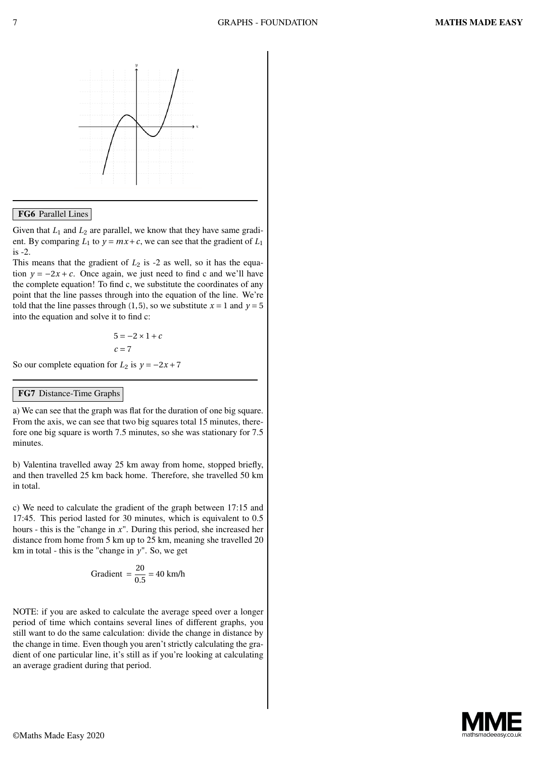## FG6 Parallel Lines

Given that $L_1$ and $L_2$ are parallel, we know that they have same gradient. By comparing $L_1$ to $y = mx + c$, we can see that the gradient of $L_1$ is -2.

This means that the gradient of $L_2$ is -2 as well, so it has the equation $y = -2x + c$. Once again, we just need to find c and we'll have the complete equation! To find c, we substitute the coordinates of any point that the line passes through into the equation of the line. We're told that the line passes through $(1, 5)$, so we substitute $x = 1$ and $y = 5$ into the equation and solve it to find c:

$$5 = -2 \times 1 + c$$
$$c = 7$$

So our complete equation for $L_2$ is $y = -2x + 7$

## FG7 Distance-Time Graphs

a) We can see that the graph was flat for the duration of one big square. From the axis, we can see that two big squares total 15 minutes, therefore one big square is worth 7.5 minutes, so she was stationary for 7.5 minutes.

b) Valentina travelled away 25 km away from home, stopped briefly, and then travelled 25 km back home. Therefore, she travelled 50 km in total.

c) We need to calculate the gradient of the graph between 17:15 and 17:45. This period lasted for 30 minutes, which is equivalent to 0.5 hours - this is the "change in $x$". During this period, she increased her distance from home from 5 km up to 25 km, meaning she travelled 20 km in total - this is the "change in $y$". So, we get

$$\text{Gradient } = \frac{20}{0.5} = 40 \text{ km/h}$$

NOTE: if you are asked to calculate the average speed over a longer period of time which contains several lines of different graphs, you still want to do the same calculation: divide the change in distance by the change in time. Even though you aren't strictly calculating the gradient of one particular line, it's still as if you're looking at calculating an average gradient during that period.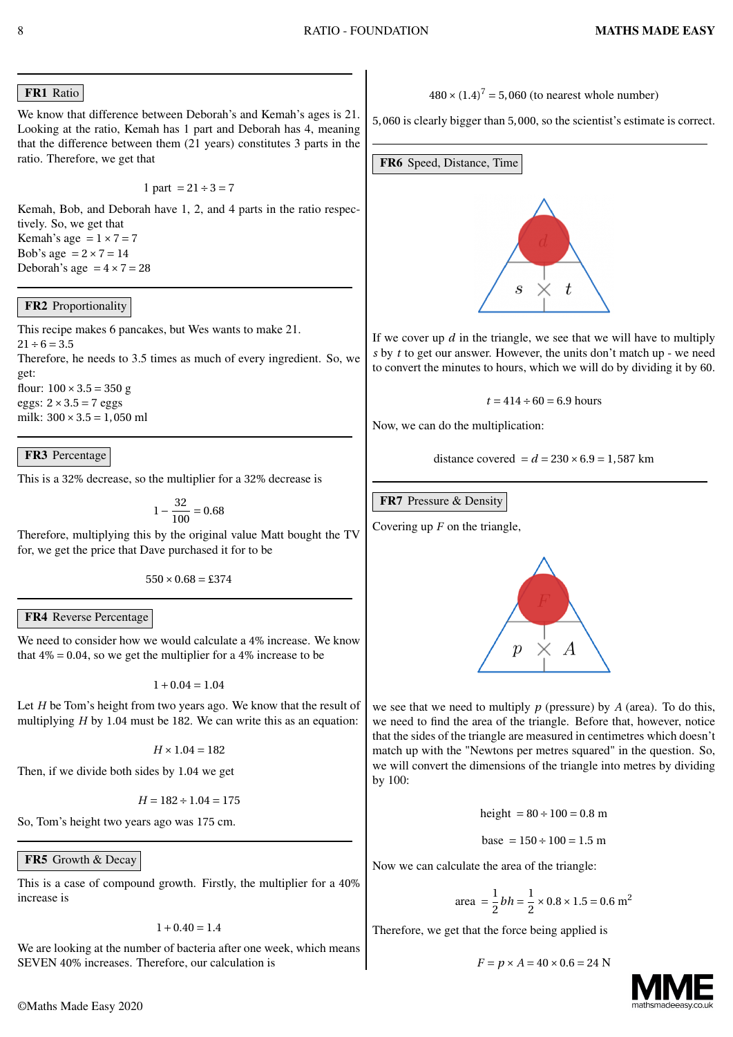### FR1 Ratio

We know that difference between Deborah's and Kemah's ages is 21. Looking at the ratio, Kemah has 1 part and Deborah has 4, meaning that the difference between them (21 years) constitutes 3 parts in the ratio. Therefore, we get that

$$1 \text{ part } = 21 \div 3 = 7$$

Kemah, Bob, and Deborah have 1, 2, and 4 parts in the ratio respectively. So, we get that
Kemah's age $= 1 \times 7 = 7$
Bob's age $= 2 \times 7 = 14$
Deborah's age $= 4 \times 7 = 28$

### FR2 Proportionality

This recipe makes 6 pancakes, but Wes wants to make 21.
$21 \div 6 = 3.5$
Therefore, he needs to 3.5 times as much of every ingredient. So, we get:
flour: $100 \times 3.5 = 350$ g
eggs: $2 \times 3.5 = 7$ eggs
milk: $300 \times 3.5 = 1,050$ ml

### FR3 Percentage

This is a 32% decrease, so the multiplier for a 32% decrease is

$$1 - \frac{32}{100} = 0.68$$

Therefore, multiplying this by the original value Matt bought the TV for, we get the price that Dave purchased it for to be

$$550 \times 0.68 = £374$$

### FR4 Reverse Percentage

We need to consider how we would calculate a 4% increase. We know that 4% = 0.04, so we get the multiplier for a 4% increase to be

$$1 + 0.04 = 1.04$$

Let $H$ be Tom's height from two years ago. We know that the result of multiplying $H$ by 1.04 must be 182. We can write this as an equation:

$$H \times 1.04 = 182$$

Then, if we divide both sides by 1.04 we get

$$H = 182 \div 1.04 = 175$$

So, Tom's height two years ago was 175 cm.

### FR5 Growth & Decay

This is a case of compound growth. Firstly, the multiplier for a 40% increase is

$$1 + 0.40 = 1.4$$

We are looking at the number of bacteria after one week, which means SEVEN 40% increases. Therefore, our calculation is

$$480 \times (1.4)^7 = 5,060 \text{ (to nearest whole number)}$$

5,060 is clearly bigger than 5,000, so the scientist's estimate is correct.

### FR6 Speed, Distance, Time

If we cover up $d$ in the triangle, we see that we will have to multiply $s$ by $t$ to get our answer. However, the units don't match up - we need to convert the minutes to hours, which we will do by dividing it by 60.

$$t = 414 \div 60 = 6.9 \text{ hours}$$

Now, we can do the multiplication:

$$\text{distance covered } = d = 230 \times 6.9 = 1,587 \text{ km}$$

### FR7 Pressure & Density

Covering up $F$ on the triangle,

we see that we need to multiply $p$ (pressure) by $A$ (area). To do this, we need to find the area of the triangle. Before that, however, notice that the sides of the triangle are measured in centimetres which doesn't match up with the "Newtons per metres squared" in the question. So, we will convert the dimensions of the triangle into metres by dividing by 100:

$$\text{height } = 80 \div 100 = 0.8 \text{ m}$$

$$\text{base } = 150 \div 100 = 1.5 \text{ m}$$

Now we can calculate the area of the triangle:

$$\text{area } = \frac{1}{2}bh = \frac{1}{2} \times 0.8 \times 1.5 = 0.6 \text{ m}^2$$

Therefore, we get that the force being applied is

$$F = p \times A = 40 \times 0.6 = 24 \text{ N}$$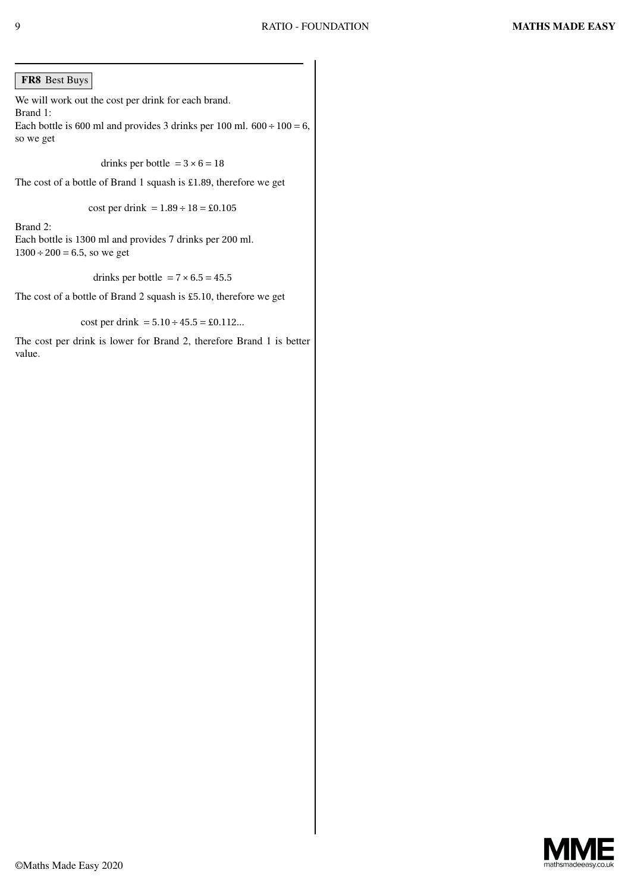**FR8** Best Buys

We will work out the cost per drink for each brand.
Brand 1:
Each bottle is 600 ml and provides 3 drinks per 100 ml. $600 \div 100 = 6$, so we get

$$\text{drinks per bottle } = 3 \times 6 = 18$$

The cost of a bottle of Brand 1 squash is £1.89, therefore we get

$$\text{cost per drink } = 1.89 \div 18 = £0.105$$

Brand 2:
Each bottle is 1300 ml and provides 7 drinks per 200 ml.
$1300 \div 200 = 6.5$, so we get

$$\text{drinks per bottle } = 7 \times 6.5 = 45.5$$

The cost of a bottle of Brand 2 squash is £5.10, therefore we get

$$\text{cost per drink } = 5.10 \div 45.5 = £0.112...$$

The cost per drink is lower for Brand 2, therefore Brand 1 is better value.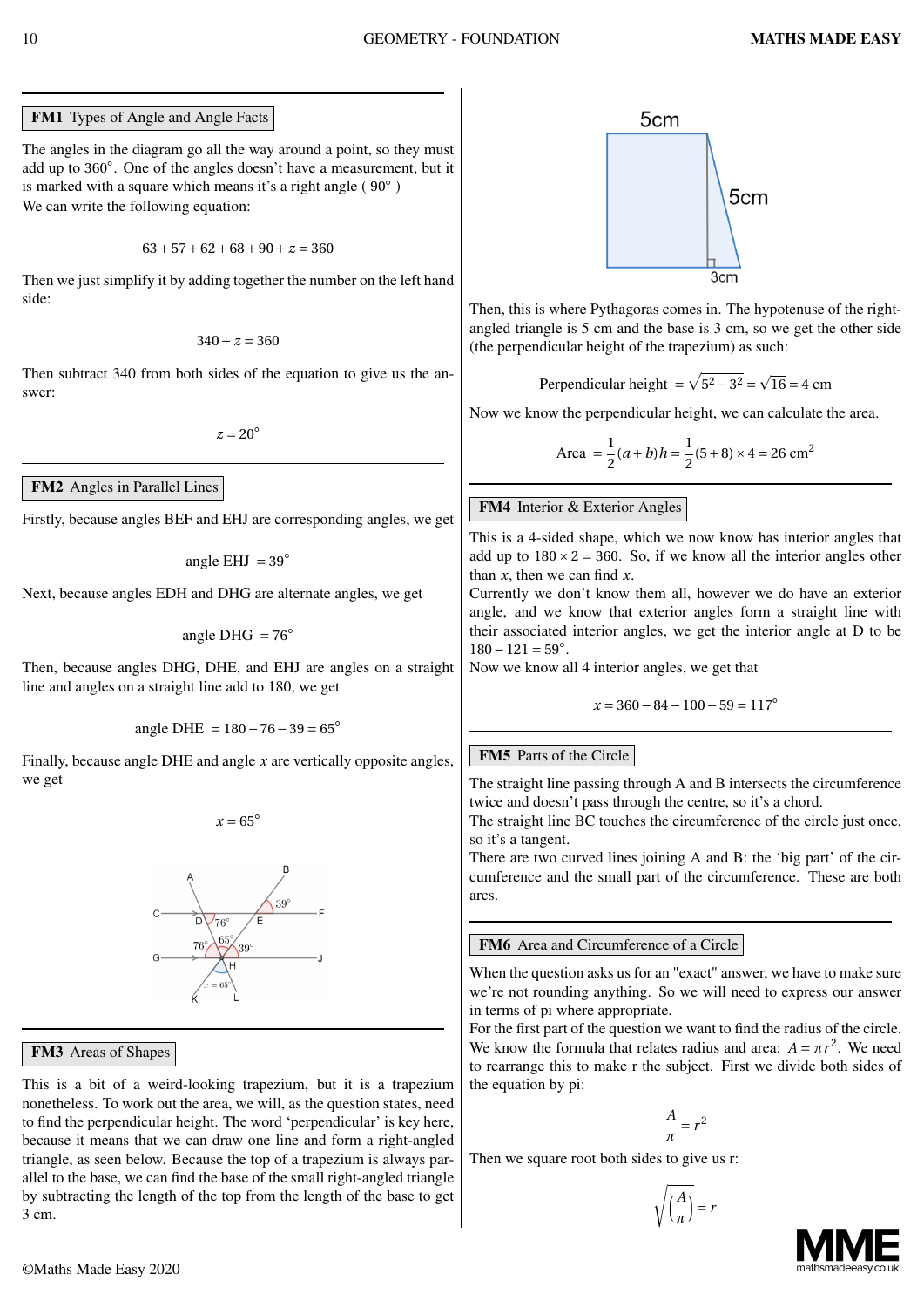### FM1 Types of Angle and Angle Facts

The angles in the diagram go all the way around a point, so they must add up to 360°. One of the angles doesn't have a measurement, but it is marked with a square which means it's a right angle ( 90° )

We can write the following equation:

$$63 + 57 + 62 + 68 + 90 + z = 360$$

Then we just simplify it by adding together the number on the left hand side:

$$340 + z = 360$$

Then subtract 340 from both sides of the equation to give us the answer:

$$z = 20^{\circ}$$

### FM2 Angles in Parallel Lines

Firstly, because angles BEF and EHJ are corresponding angles, we get

$$\text{angle EHJ } = 39^{\circ}$$

Next, because angles EDH and DHG are alternate angles, we get

$$\text{angle DHG } = 76^{\circ}$$

Then, because angles DHG, DHE, and EHJ are angles on a straight line and angles on a straight line add to 180, we get

$$\text{angle DHE } = 180 - 76 - 39 = 65^{\circ}$$

Finally, because angle DHE and angle $x$ are vertically opposite angles, we get

$$x = 65^{\circ}$$

### FM3 Areas of Shapes

This is a bit of a weird-looking trapezium, but it is a trapezium nonetheless. To work out the area, we will, as the question states, need to find the perpendicular height. The word 'perpendicular' is key here, because it means that we can draw one line and form a right-angled triangle, as seen below. Because the top of a trapezium is always parallel to the base, we can find the base of the small right-angled triangle by subtracting the length of the top from the length of the base to get 3 cm.

Then, this is where Pythagoras comes in. The hypotenuse of the right-angled triangle is 5 cm and the base is 3 cm, so we get the other side (the perpendicular height of the trapezium) as such:

$$\text{Perpendicular height } = \sqrt{5^2 - 3^2} = \sqrt{16} = 4 \text{ cm}$$

Now we know the perpendicular height, we can calculate the area.

$$\text{Area } = \frac{1}{2}(a+b)h = \frac{1}{2}(5+8) \times 4 = 26 \text{ cm}^2$$

### FM4 Interior & Exterior Angles

This is a 4-sided shape, which we now know has interior angles that add up to $180 \times 2 = 360$. So, if we know all the interior angles other than $x$, then we can find $x$.

Currently we don't know them all, however we do have an exterior angle, and we know that exterior angles form a straight line with their associated interior angles, we get the interior angle at D to be $180 - 121 = 59^{\circ}$.

Now we know all 4 interior angles, we get that

$$x = 360 - 84 - 100 - 59 = 117^{\circ}$$

### FM5 Parts of the Circle

The straight line passing through A and B intersects the circumference twice and doesn't pass through the centre, so it's a chord.

The straight line BC touches the circumference of the circle just once, so it's a tangent.

There are two curved lines joining A and B: the 'big part' of the circumference and the small part of the circumference. These are both arcs.

### FM6 Area and Circumference of a Circle

When the question asks us for an "exact" answer, we have to make sure we're not rounding anything. So we will need to express our answer in terms of pi where appropriate.

For the first part of the question we want to find the radius of the circle. We know the formula that relates radius and area: $A = \pi r^2$. We need to rearrange this to make r the subject. First we divide both sides of the equation by pi:

$$\frac{A}{\pi} = r^2$$

Then we square root both sides to give us r:

$$\sqrt{\left(\frac{A}{\pi}\right)} = r$$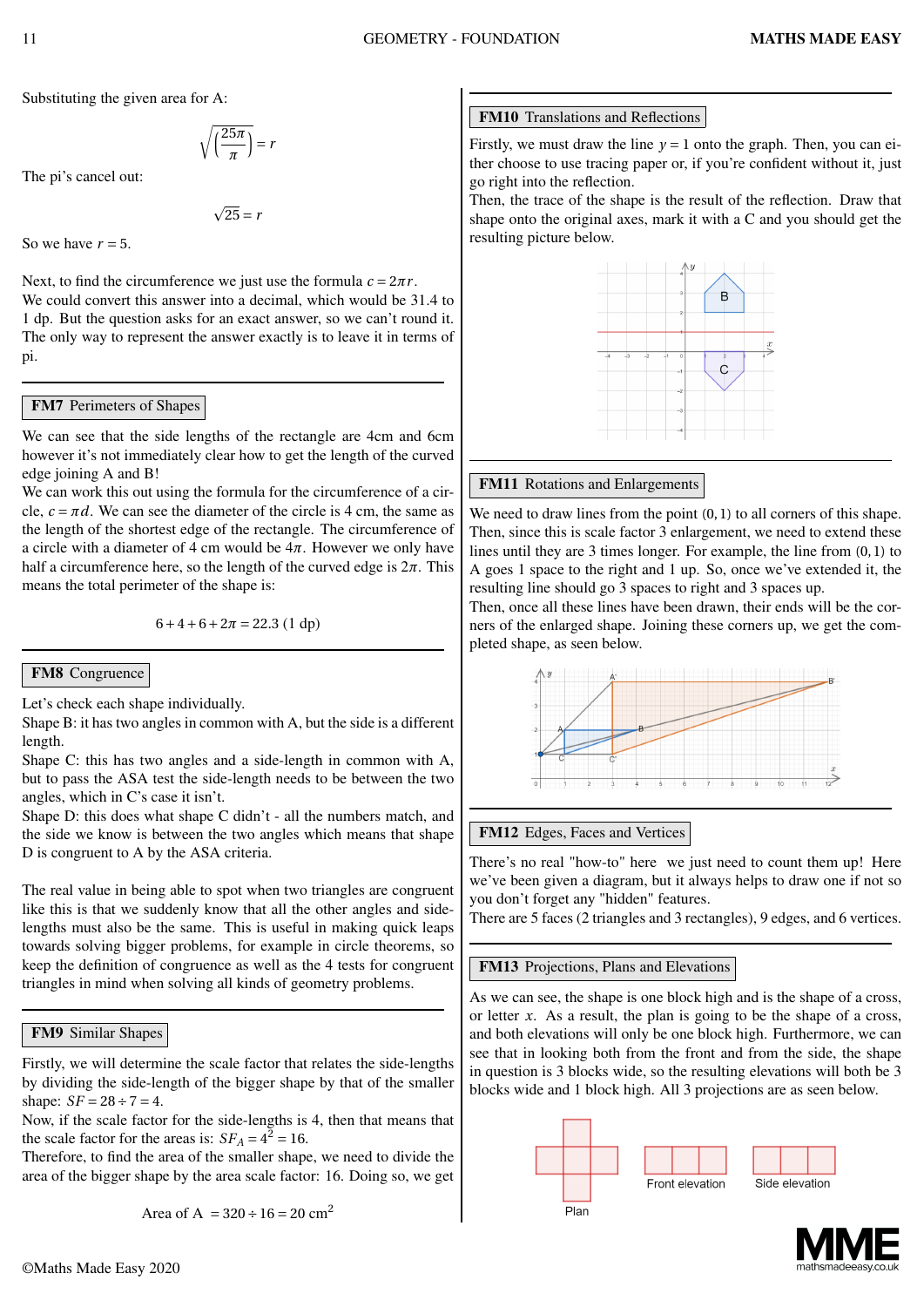Substituting the given area for A:

$$\sqrt{\left(\frac{25\pi}{\pi}\right)} = r$$

The pi's cancel out:

$$\sqrt{25} = r$$

So we have $r = 5$.

Next, to find the circumference we just use the formula $c = 2\pi r$.
We could convert this answer into a decimal, which would be 31.4 to 1 dp. But the question asks for an exact answer, so we can't round it. The only way to represent the answer exactly is to leave it in terms of pi.

## FM7 Perimeters of Shapes

We can see that the side lengths of the rectangle are 4cm and 6cm however it's not immediately clear how to get the length of the curved edge joining A and B!
We can work this out using the formula for the circumference of a circle, $c = \pi d$. We can see the diameter of the circle is 4 cm, the same as the length of the shortest edge of the rectangle. The circumference of a circle with a diameter of 4 cm would be $4\pi$. However we only have half a circumference here, so the length of the curved edge is $2\pi$. This means the total perimeter of the shape is:

$$6 + 4 + 6 + 2\pi = 22.3 \text{ (1 dp)}$$

## FM8 Congruence

Let's check each shape individually.
Shape B: it has two angles in common with A, but the side is a different length.
Shape C: this has two angles and a side-length in common with A, but to pass the ASA test the side-length needs to be between the two angles, which in C's case it isn't.
Shape D: this does what shape C didn't - all the numbers match, and the side we know is between the two angles which means that shape D is congruent to A by the ASA criteria.

The real value in being able to spot when two triangles are congruent like this is that we suddenly know that all the other angles and side-lengths must also be the same. This is useful in making quick leaps towards solving bigger problems, for example in circle theorems, so keep the definition of congruence as well as the 4 tests for congruent triangles in mind when solving all kinds of geometry problems.

## FM9 Similar Shapes

Firstly, we will determine the scale factor that relates the side-lengths by dividing the side-length of the bigger shape by that of the smaller shape: $SF = 28 \div 7 = 4$.
Now, if the scale factor for the side-lengths is 4, then that means that the scale factor for the areas is: $SF_A = 4^2 = 16$.
Therefore, to find the area of the smaller shape, we need to divide the area of the bigger shape by the area scale factor: 16. Doing so, we get

$$\text{Area of A } = 320 \div 16 = 20 \text{ cm}^2$$

## FM10 Translations and Reflections

Firstly, we must draw the line $y = 1$ onto the graph. Then, you can either choose to use tracing paper or, if you're confident without it, just go right into the reflection.
Then, the trace of the shape is the result of the reflection. Draw that shape onto the original axes, mark it with a C and you should get the resulting picture below.

## FM11 Rotations and Enlargements

We need to draw lines from the point $(0, 1)$ to all corners of this shape. Then, since this is scale factor 3 enlargement, we need to extend these lines until they are 3 times longer. For example, the line from $(0, 1)$ to A goes 1 space to the right and 1 up. So, once we've extended it, the resulting line should go 3 spaces to right and 3 spaces up.
Then, once all these lines have been drawn, their ends will be the corners of the enlarged shape. Joining these corners up, we get the completed shape, as seen below.

## FM12 Edges, Faces and Vertices

There's no real "how-to" here we just need to count them up! Here we've been given a diagram, but it always helps to draw one if not so you don't forget any "hidden" features.
There are 5 faces (2 triangles and 3 rectangles), 9 edges, and 6 vertices.

## FM13 Projections, Plans and Elevations

As we can see, the shape is one block high and is the shape of a cross, or letter $x$. As a result, the plan is going to be the shape of a cross, and both elevations will only be one block high. Furthermore, we can see that in looking both from the front and from the side, the shape in question is 3 blocks wide, so the resulting elevations will both be 3 blocks wide and 1 block high. All 3 projections are as seen below.

Plan    Front elevation    Side elevation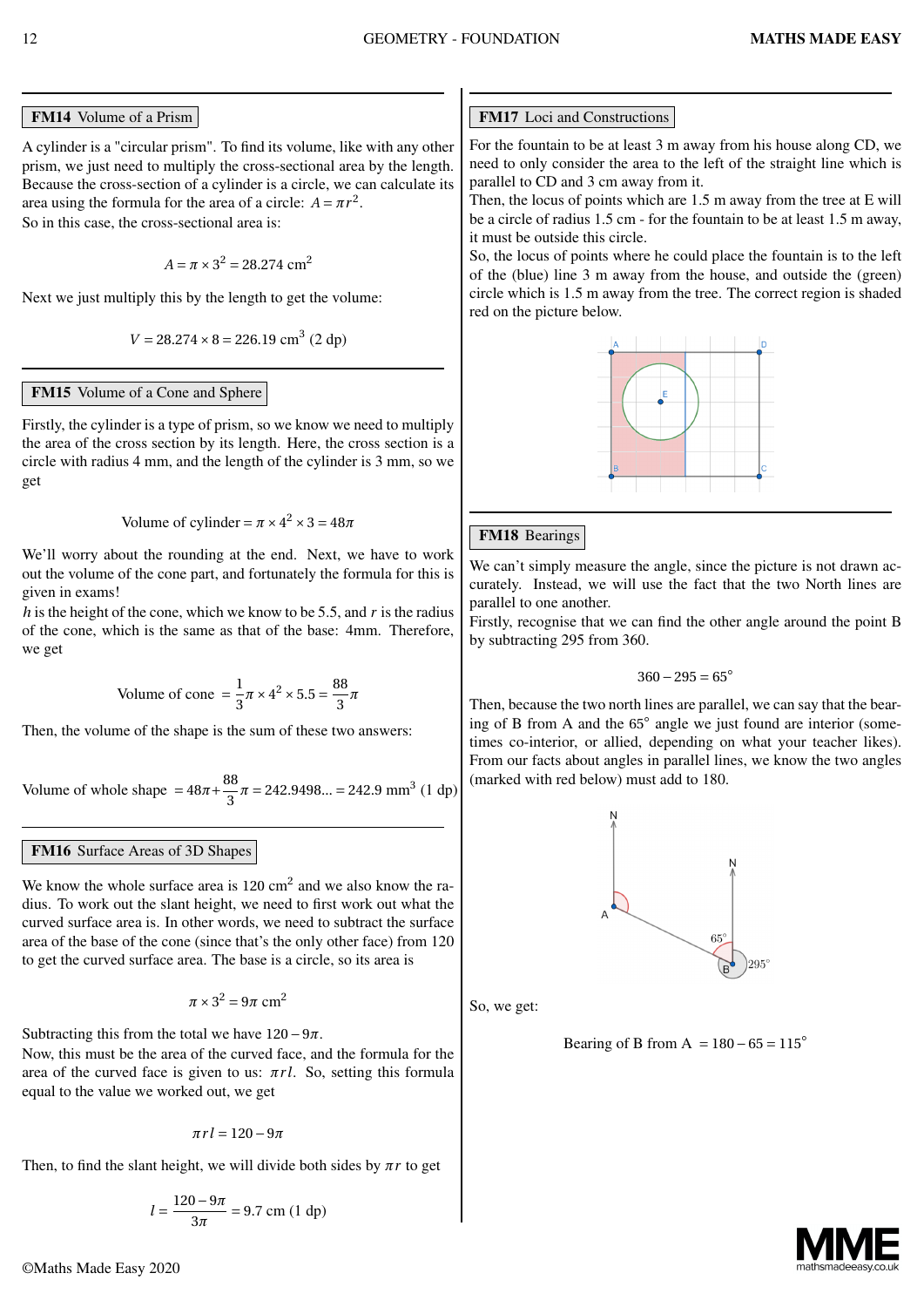## FM14 Volume of a Prism

A cylinder is a "circular prism". To find its volume, like with any other prism, we just need to multiply the cross-sectional area by the length. Because the cross-section of a cylinder is a circle, we can calculate its area using the formula for the area of a circle: $A = \pi r^2$.
So in this case, the cross-sectional area is:

$$A = \pi \times 3^2 = 28.274 \text{ cm}^2$$

Next we just multiply this by the length to get the volume:

$$V = 28.274 \times 8 = 226.19 \text{ cm}^3 \text{ (2 dp)}$$

## FM15 Volume of a Cone and Sphere

Firstly, the cylinder is a type of prism, so we know we need to multiply the area of the cross section by its length. Here, the cross section is a circle with radius 4 mm, and the length of the cylinder is 3 mm, so we get

$$\text{Volume of cylinder} = \pi \times 4^2 \times 3 = 48\pi$$

We'll worry about the rounding at the end. Next, we have to work out the volume of the cone part, and fortunately the formula for this is given in exams!
$h$ is the height of the cone, which we know to be 5.5, and $r$ is the radius of the cone, which is the same as that of the base: 4mm. Therefore, we get

$$\text{Volume of cone } = \frac{1}{3}\pi \times 4^2 \times 5.5 = \frac{88}{3}\pi$$

Then, the volume of the shape is the sum of these two answers:

$$\text{Volume of whole shape } = 48\pi + \frac{88}{3}\pi = 242.9498... = 242.9 \text{ mm}^3 \text{ (1 dp)}$$

## FM16 Surface Areas of 3D Shapes

We know the whole surface area is 120 cm$^2$ and we also know the radius. To work out the slant height, we need to first work out what the curved surface area is. In other words, we need to subtract the surface area of the base of the cone (since that's the only other face) from 120 to get the curved surface area. The base is a circle, so its area is

$$\pi \times 3^2 = 9\pi \text{ cm}^2$$

Subtracting this from the total we have $120 - 9\pi$.
Now, this must be the area of the curved face, and the formula for the area of the curved face is given to us: $\pi r l$. So, setting this formula equal to the value we worked out, we get

$$\pi r l = 120 - 9\pi$$

Then, to find the slant height, we will divide both sides by $\pi r$ to get

$$l = \frac{120 - 9\pi}{3\pi} = 9.7 \text{ cm (1 dp)}$$

## FM17 Loci and Constructions

For the fountain to be at least 3 m away from his house along CD, we need to only consider the area to the left of the straight line which is parallel to CD and 3 cm away from it.
Then, the locus of points which are 1.5 m away from the tree at E will be a circle of radius 1.5 cm - for the fountain to be at least 1.5 m away, it must be outside this circle.
So, the locus of points where he could place the fountain is to the left of the (blue) line 3 m away from the house, and outside the (green) circle which is 1.5 m away from the tree. The correct region is shaded red on the picture below.

## FM18 Bearings

We can't simply measure the angle, since the picture is not drawn accurately. Instead, we will use the fact that the two North lines are parallel to one another.
Firstly, recognise that we can find the other angle around the point B by subtracting 295 from 360.

$$360 - 295 = 65°$$

Then, because the two north lines are parallel, we can say that the bearing of B from A and the 65° angle we just found are interior (sometimes co-interior, or allied, depending on what your teacher likes). From our facts about angles in parallel lines, we know the two angles (marked with red below) must add to 180.

So, we get:

$$\text{Bearing of B from A } = 180 - 65 = 115°$$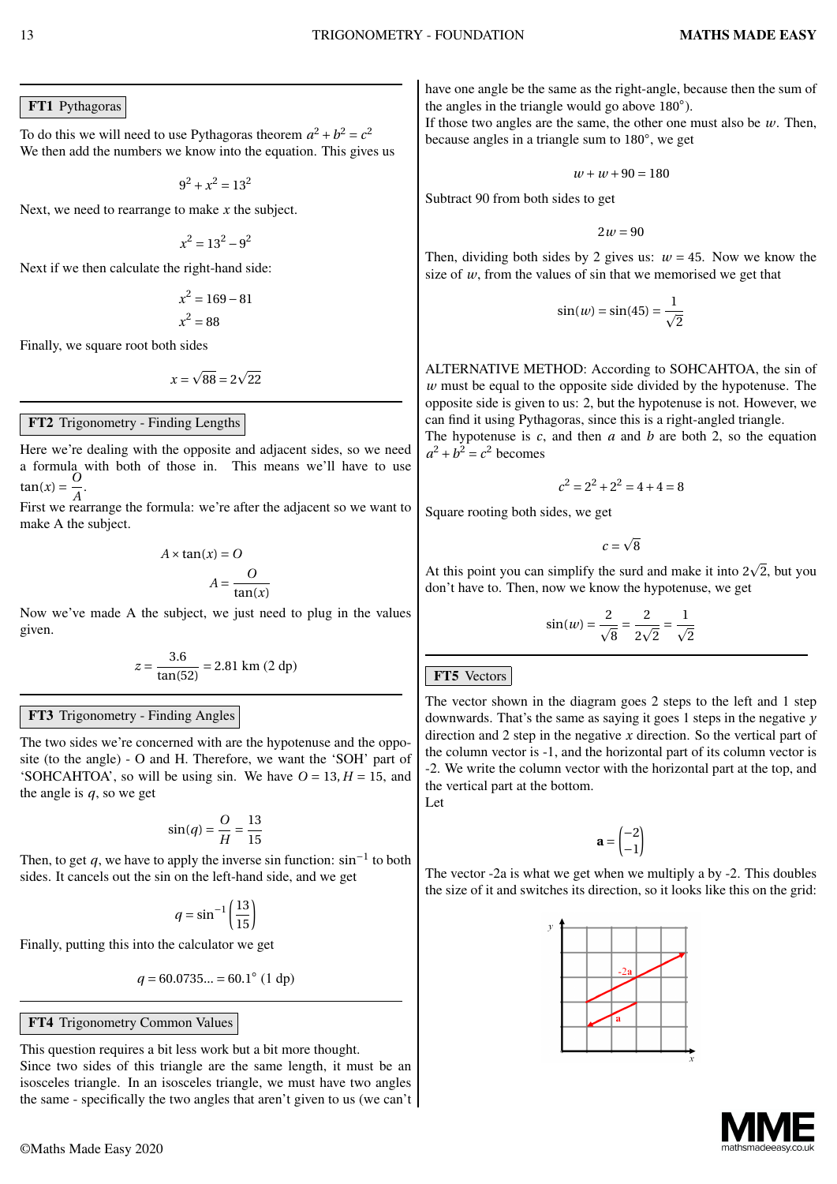## FT1 Pythagoras

To do this we will need to use Pythagoras theorem $a^2 + b^2 = c^2$
We then add the numbers we know into the equation. This gives us

$$9^2 + x^2 = 13^2$$

Next, we need to rearrange to make $x$ the subject.

$$x^2 = 13^2 - 9^2$$

Next if we then calculate the right-hand side:

$$x^2 = 169 - 81$$
$$x^2 = 88$$

Finally, we square root both sides

$$x = \sqrt{88} = 2\sqrt{22}$$

## FT2 Trigonometry - Finding Lengths

Here we're dealing with the opposite and adjacent sides, so we need a formula with both of those in. This means we'll have to use $\tan(x) = \frac{O}{A}$.
First we rearrange the formula: we're after the adjacent so we want to make A the subject.

$$A \times \tan(x) = O$$
$$A = \frac{O}{\tan(x)}$$

Now we've made A the subject, we just need to plug in the values given.

$$z = \frac{3.6}{\tan(52)} = 2.81 \text{ km (2 dp)}$$

## FT3 Trigonometry - Finding Angles

The two sides we're concerned with are the hypotenuse and the opposite (to the angle) - O and H. Therefore, we want the 'SOH' part of 'SOHCAHTOA', so will be using sin. We have $O = 13, H = 15$, and the angle is $q$, so we get

$$\sin(q) = \frac{O}{H} = \frac{13}{15}$$

Then, to get $q$, we have to apply the inverse sin function: $\sin^{-1}$ to both sides. It cancels out the sin on the left-hand side, and we get

$$q = \sin^{-1}\left(\frac{13}{15}\right)$$

Finally, putting this into the calculator we get

$$q = 60.0735... = 60.1° \text{ (1 dp)}$$

## FT4 Trigonometry Common Values

This question requires a bit less work but a bit more thought.
Since two sides of this triangle are the same length, it must be an isosceles triangle. In an isosceles triangle, we must have two angles the same - specifically the two angles that aren't given to us (we can't have one angle be the same as the right-angle, because then the sum of the angles in the triangle would go above 180°).
If those two angles are the same, the other one must also be $w$. Then, because angles in a triangle sum to 180°, we get

$$w + w + 90 = 180$$

Subtract 90 from both sides to get

$$2w = 90$$

Then, dividing both sides by 2 gives us: $w = 45$. Now we know the size of $w$, from the values of sin that we memorised we get that

$$\sin(w) = \sin(45) = \frac{1}{\sqrt{2}}$$

ALTERNATIVE METHOD: According to SOHCAHTOA, the sin of $w$ must be equal to the opposite side divided by the hypotenuse. The opposite side is given to us: 2, but the hypotenuse is not. However, we can find it using Pythagoras, since this is a right-angled triangle.
The hypotenuse is $c$, and then $a$ and $b$ are both 2, so the equation $a^2 + b^2 = c^2$ becomes

$$c^2 = 2^2 + 2^2 = 4 + 4 = 8$$

Square rooting both sides, we get

$$c = \sqrt{8}$$

At this point you can simplify the surd and make it into $2\sqrt{2}$, but you don't have to. Then, now we know the hypotenuse, we get

$$\sin(w) = \frac{2}{\sqrt{8}} = \frac{2}{2\sqrt{2}} = \frac{1}{\sqrt{2}}$$

## FT5 Vectors

The vector shown in the diagram goes 2 steps to the left and 1 step downwards. That's the same as saying it goes 1 steps in the negative $y$ direction and 2 step in the negative $x$ direction. So the vertical part of the column vector is -1, and the horizontal part of its column vector is -2. We write the column vector with the horizontal part at the top, and the vertical part at the bottom.
Let

$$\mathbf{a} = \begin{pmatrix} -2 \\ -1 \end{pmatrix}$$

The vector -2a is what we get when we multiply a by -2. This doubles the size of it and switches its direction, so it looks like this on the grid: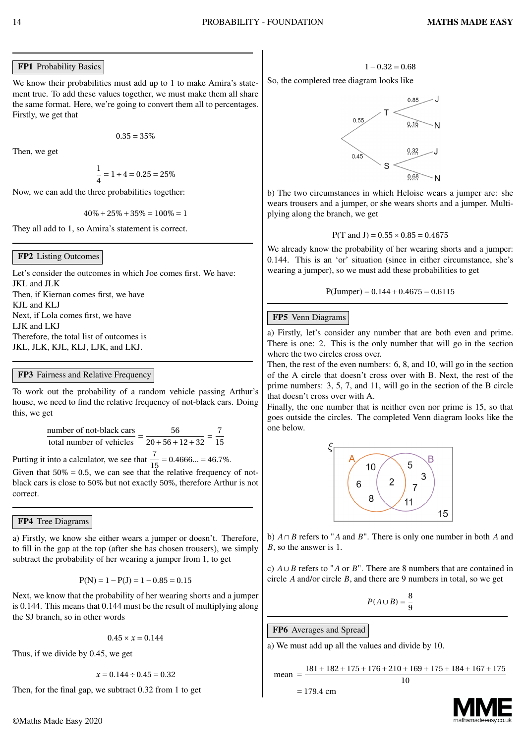## FP1 Probability Basics

We know their probabilities must add up to 1 to make Amira's statement true. To add these values together, we must make them all share the same format. Here, we're going to convert them all to percentages. Firstly, we get that

$$0.35 = 35\%$$

Then, we get

$$\frac{1}{4} = 1 \div 4 = 0.25 = 25\%$$

Now, we can add the three probabilities together:

$$40\% + 25\% + 35\% = 100\% = 1$$

They all add to 1, so Amira's statement is correct.

## FP2 Listing Outcomes

Let's consider the outcomes in which Joe comes first. We have:
JKL and JLK
Then, if Kiernan comes first, we have
KJL and KLJ
Next, if Lola comes first, we have
LJK and LKJ
Therefore, the total list of outcomes is
JKL, JLK, KJL, KLJ, LJK, and LKJ.

## FP3 Fairness and Relative Frequency

To work out the probability of a random vehicle passing Arthur's house, we need to find the relative frequency of not-black cars. Doing this, we get

$$\frac{\text{number of not-black cars}}{\text{total number of vehicles}} = \frac{56}{20+56+12+32} = \frac{7}{15}$$

Putting it into a calculator, we see that $\frac{7}{15} = 0.4666... = 46.7\%$.
Given that 50% = 0.5, we can see that the relative frequency of not-black cars is close to 50% but not exactly 50%, therefore Arthur is not correct.

## FP4 Tree Diagrams

a) Firstly, we know she either wears a jumper or doesn't. Therefore, to fill in the gap at the top (after she has chosen trousers), we simply subtract the probability of her wearing a jumper from 1, to get

$$\text{P(N)} = 1 - \text{P(J)} = 1 - 0.85 = 0.15$$

Next, we know that the probability of her wearing shorts and a jumper is 0.144. This means that 0.144 must be the result of multiplying along the SJ branch, so in other words

$$0.45 \times x = 0.144$$

Thus, if we divide by 0.45, we get

$$x = 0.144 \div 0.45 = 0.32$$

Then, for the final gap, we subtract 0.32 from 1 to get

$$1 - 0.32 = 0.68$$

So, the completed tree diagram looks like

T (0.55): J (0.85), N (0.15)
S (0.45): J (0.32), N (0.68)

b) The two circumstances in which Heloise wears a jumper are: she wears trousers and a jumper, or she wears shorts and a jumper. Multiplying along the branch, we get

$$\text{P(T and J)} = 0.55 \times 0.85 = 0.4675$$

We already know the probability of her wearing shorts and a jumper: 0.144. This is an 'or' situation (since in either circumstance, she's wearing a jumper), so we must add these probabilities to get

$$\text{P(Jumper)} = 0.144 + 0.4675 = 0.6115$$

## FP5 Venn Diagrams

a) Firstly, let's consider any number that are both even and prime. There is one: 2. This is the only number that will go in the section where the two circles cross over.
Then, the rest of the even numbers: 6, 8, and 10, will go in the section of the A circle that doesn't cross over with B. Next, the rest of the prime numbers: 3, 5, 7, and 11, will go in the section of the B circle that doesn't cross over with A.
Finally, the one number that is neither even nor prime is 15, so that goes outside the circles. The completed Venn diagram looks like the one below.

$\xi$: A only: 10, 6, 8; $A \cap B$: 2; B only: 5, 3, 7, 11; outside: 15

b) $A \cap B$ refers to "$A$ and $B$". There is only one number in both $A$ and $B$, so the answer is 1.

c) $A \cup B$ refers to "$A$ or $B$". There are 8 numbers that are contained in circle $A$ and/or circle $B$, and there are 9 numbers in total, so we get

$$P(A \cup B) = \frac{8}{9}$$

## FP6 Averages and Spread

a) We must add up all the values and divide by 10.

$$\text{mean} = \frac{181+182+175+176+210+169+175+184+167+175}{10}$$
$$= 179.4 \text{ cm}$$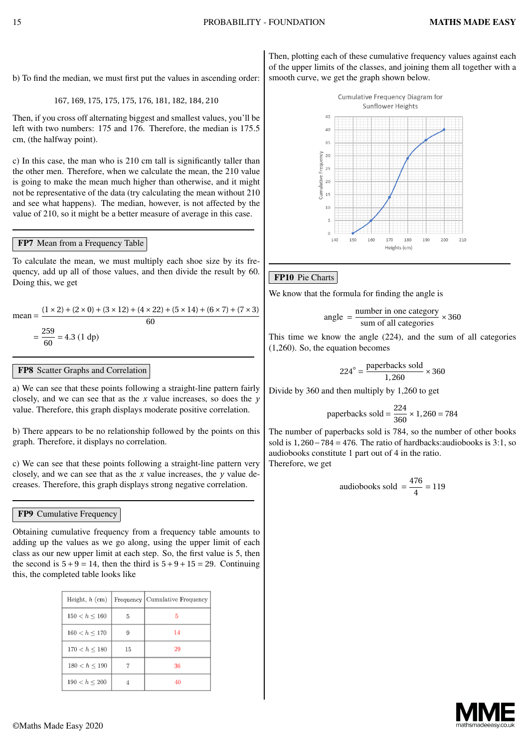b) To find the median, we must first put the values in ascending order:

167, 169, 175, 175, 175, 176, 181, 182, 184, 210

Then, if you cross off alternating biggest and smallest values, you'll be left with two numbers: 175 and 176. Therefore, the median is 175.5 cm, (the halfway point).

c) In this case, the man who is 210 cm tall is significantly taller than the other men. Therefore, when we calculate the mean, the 210 value is going to make the mean much higher than otherwise, and it might not be representative of the data (try calculating the mean without 210 and see what happens). The median, however, is not affected by the value of 210, so it might be a better measure of average in this case.

## FP7 Mean from a Frequency Table

To calculate the mean, we must multiply each shoe size by its frequency, add up all of those values, and then divide the result by 60. Doing this, we get

$$\text{mean} = \frac{(1\times 2)+(2\times 0)+(3\times 12)+(4\times 22)+(5\times 14)+(6\times 7)+(7\times 3)}{60}$$

$$= \frac{259}{60} = 4.3 \text{ (1 dp)}$$

## FP8 Scatter Graphs and Correlation

a) We can see that these points following a straight-line pattern fairly closely, and we can see that as the $x$ value increases, so does the $y$ value. Therefore, this graph displays moderate positive correlation.

b) There appears to be no relationship followed by the points on this graph. Therefore, it displays no correlation.

c) We can see that these points following a straight-line pattern very closely, and we can see that as the $x$ value increases, the $y$ value decreases. Therefore, this graph displays strong negative correlation.

## FP9 Cumulative Frequency

Obtaining cumulative frequency from a frequency table amounts to adding up the values as we go along, using the upper limit of each class as our new upper limit at each step. So, the first value is 5, then the second is $5+9=14$, then the third is $5+9+15=29$. Continuing this, the completed table looks like

| Height, $h$ (cm) | Frequency | Cumulative Frequency |
|---|---|---|
| $150 < h \leq 160$ | 5 | 5 |
| $160 < h \leq 170$ | 9 | 14 |
| $170 < h \leq 180$ | 15 | 29 |
| $180 < h \leq 190$ | 7 | 36 |
| $190 < h \leq 200$ | 4 | 40 |

Then, plotting each of these cumulative frequency values against each of the upper limits of the classes, and joining them all together with a smooth curve, we get the graph shown below.

Cumulative Frequency Diagram for Sunflower Heights

Cumulative Frequency

0 5 10 15 20 25 30 35 40 45

140 150 160 170 180 190 200 210

Heights (cm)

## FP10 Pie Charts

We know that the formula for finding the angle is

$$\text{angle} = \frac{\text{number in one category}}{\text{sum of all categories}} \times 360$$

This time we know the angle (224), and the sum of all categories (1,260). So, the equation becomes

$$224° = \frac{\text{paperbacks sold}}{1{,}260} \times 360$$

Divide by 360 and then multiply by 1,260 to get

$$\text{paperbacks sold} = \frac{224}{360} \times 1{,}260 = 784$$

The number of paperbacks sold is 784, so the number of other books sold is $1{,}260 - 784 = 476$. The ratio of hardbacks:audiobooks is 3:1, so audiobooks constitute 1 part out of 4 in the ratio.
Therefore, we get

$$\text{audiobooks sold} = \frac{476}{4} = 119$$